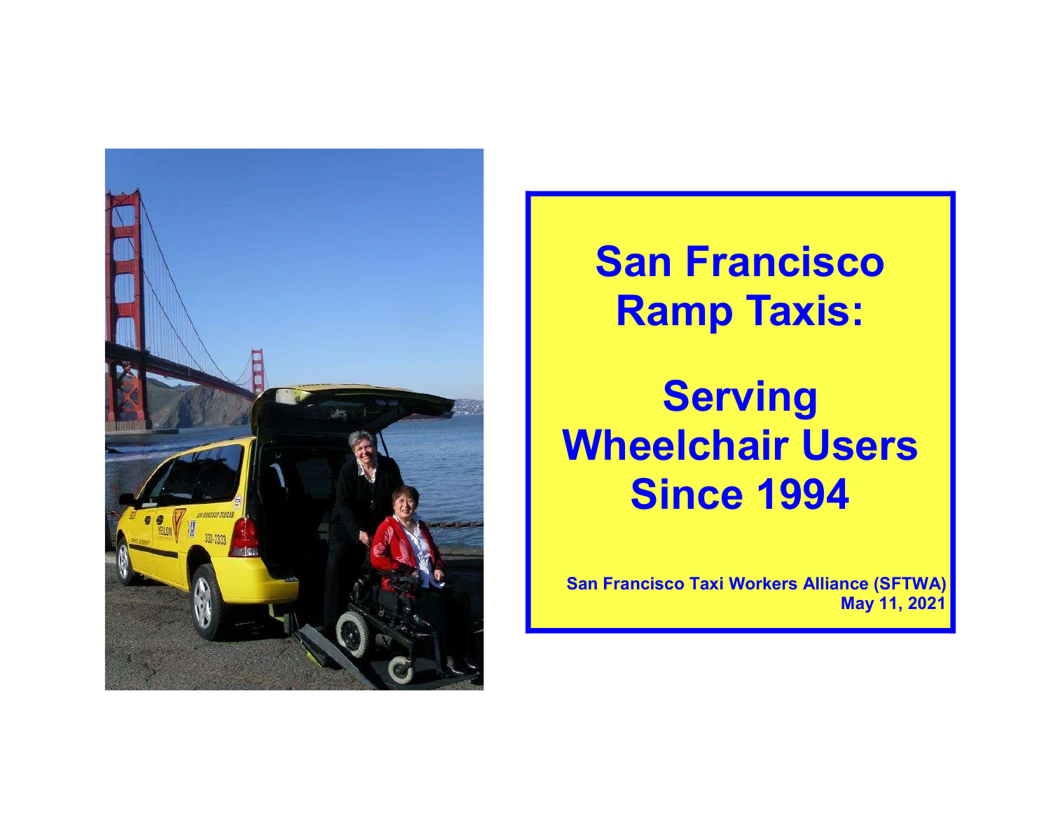# San Francisco Ramp Taxis:

# Serving Wheelchair Users Since 1994

**San Francisco Taxi Workers Alliance (SFTWA)**
**May 11, 2021**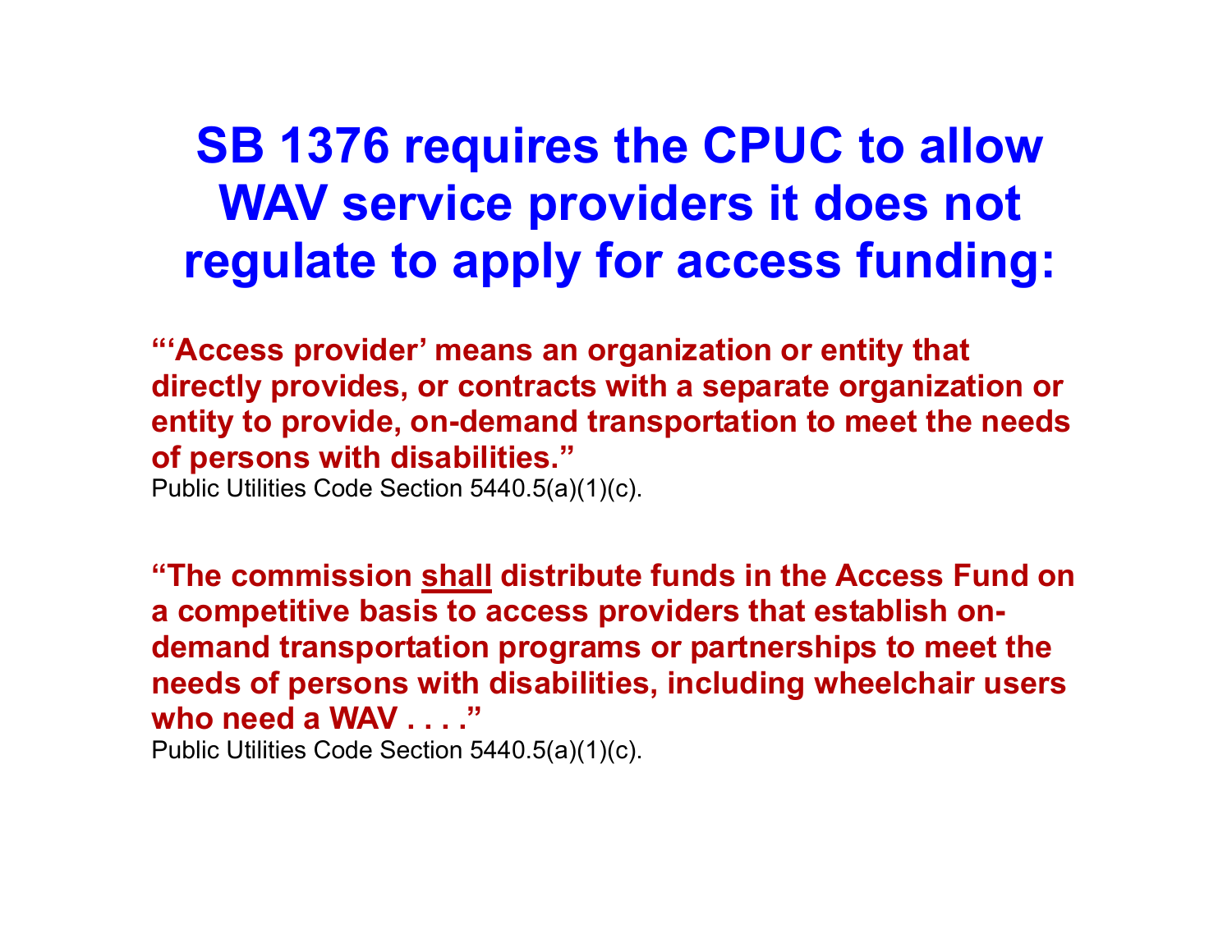# SB 1376 requires the CPUC to allow WAV service providers it does not regulate to apply for access funding:

**"'Access provider' means an organization or entity that directly provides, or contracts with a separate organization or entity to provide, on-demand transportation to meet the needs of persons with disabilities."**

Public Utilities Code Section 5440.5(a)(1)(c).

**"The commission <u>shall</u> distribute funds in the Access Fund on a competitive basis to access providers that establish on-demand transportation programs or partnerships to meet the needs of persons with disabilities, including wheelchair users who need a WAV . . . ."**

Public Utilities Code Section 5440.5(a)(1)(c).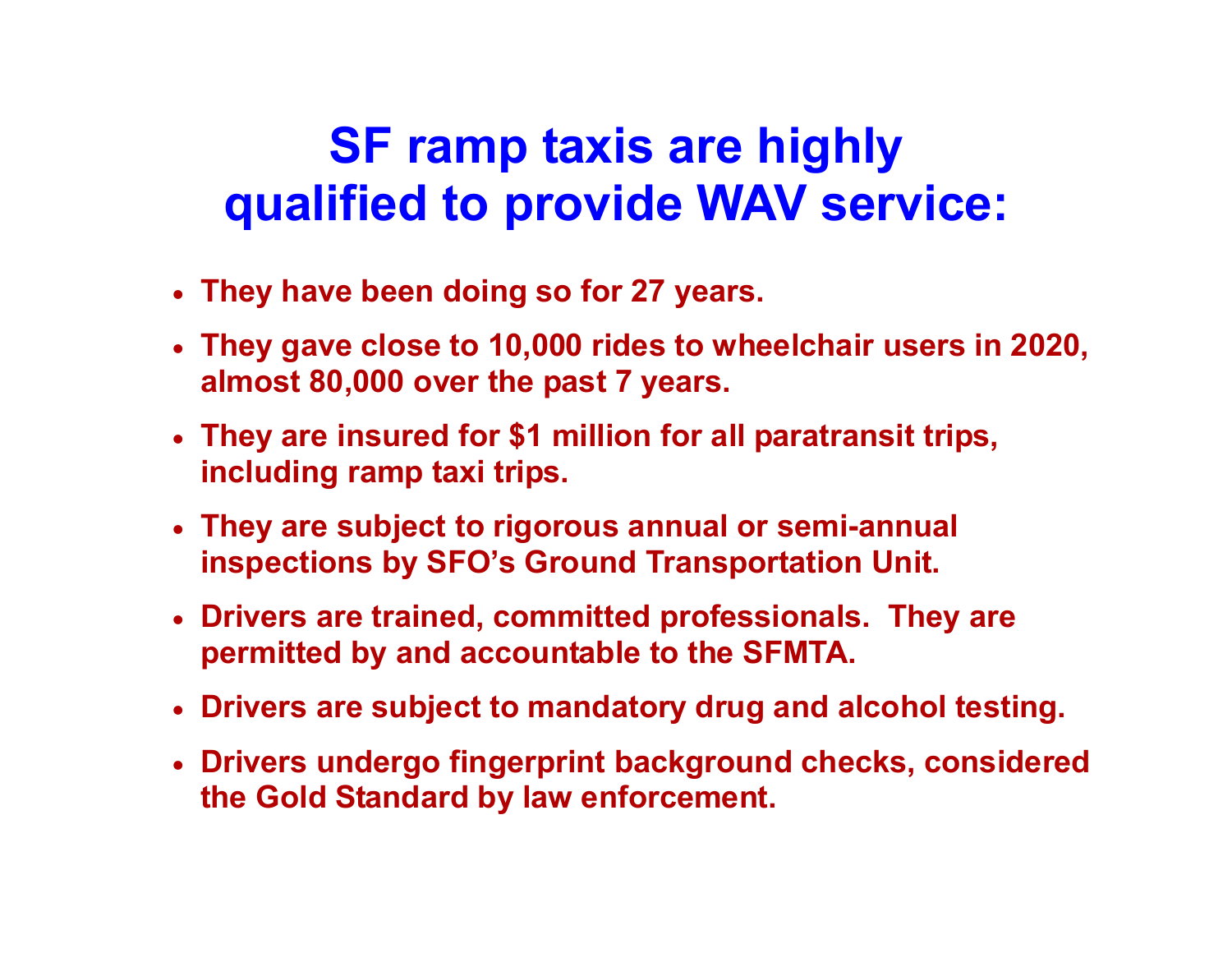# SF ramp taxis are highly qualified to provide WAV service:

- They have been doing so for 27 years.
- They gave close to 10,000 rides to wheelchair users in 2020, almost 80,000 over the past 7 years.
- They are insured for $1 million for all paratransit trips, including ramp taxi trips.
- They are subject to rigorous annual or semi-annual inspections by SFO's Ground Transportation Unit.
- Drivers are trained, committed professionals. They are permitted by and accountable to the SFMTA.
- Drivers are subject to mandatory drug and alcohol testing.
- Drivers undergo fingerprint background checks, considered the Gold Standard by law enforcement.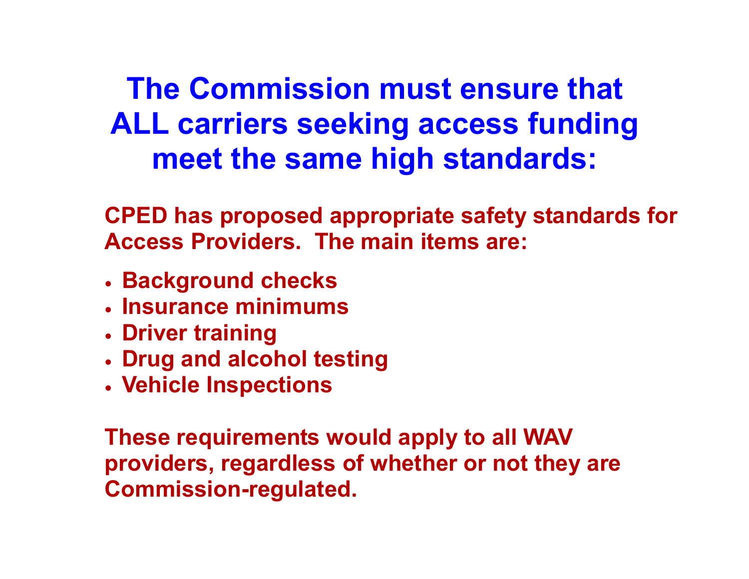# The Commission must ensure that ALL carriers seeking access funding meet the same high standards:

**CPED has proposed appropriate safety standards for Access Providers. The main items are:**

- **Background checks**
- **Insurance minimums**
- **Driver training**
- **Drug and alcohol testing**
- **Vehicle Inspections**

**These requirements would apply to all WAV providers, regardless of whether or not they are Commission-regulated.**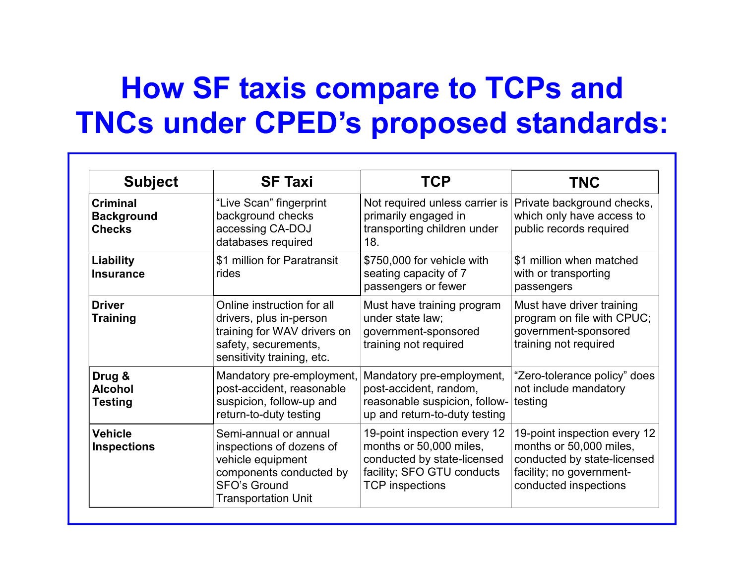# How SF taxis compare to TCPs and TNCs under CPED's proposed standards:

| Subject | SF Taxi | TCP | TNC |
|---|---|---|---|
| **Criminal Background Checks** | "Live Scan" fingerprint background checks accessing CA-DOJ databases required | Not required unless carrier is primarily engaged in transporting children under 18. | Private background checks, which only have access to public records required |
| **Liability Insurance** | $1 million for Paratransit rides | $750,000 for vehicle with seating capacity of 7 passengers or fewer | $1 million when matched with or transporting passengers |
| **Driver Training** | Online instruction for all drivers, plus in-person training for WAV drivers on safety, securements, sensitivity training, etc. | Must have training program under state law; government-sponsored training not required | Must have driver training program on file with CPUC; government-sponsored training not required |
| **Drug & Alcohol Testing** | Mandatory pre-employment, post-accident, reasonable suspicion, follow-up and return-to-duty testing | Mandatory pre-employment, post-accident, random, reasonable suspicion, follow-up and return-to-duty testing | "Zero-tolerance policy" does not include mandatory testing |
| **Vehicle Inspections** | Semi-annual or annual inspections of dozens of vehicle equipment components conducted by SFO's Ground Transportation Unit | 19-point inspection every 12 months or 50,000 miles, conducted by state-licensed facility; SFO GTU conducts TCP inspections | 19-point inspection every 12 months or 50,000 miles, conducted by state-licensed facility; no government-conducted inspections |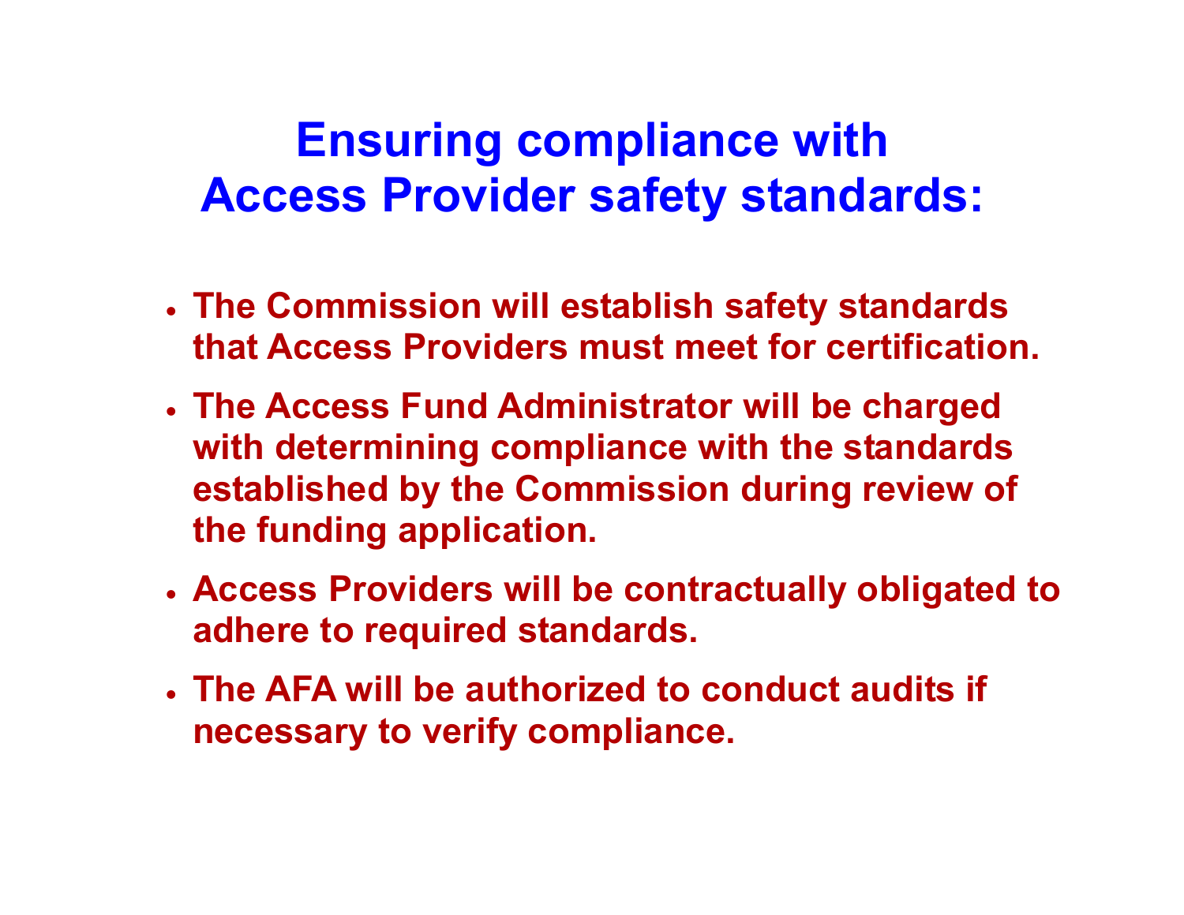# Ensuring compliance with Access Provider safety standards:

- The Commission will establish safety standards that Access Providers must meet for certification.
- The Access Fund Administrator will be charged with determining compliance with the standards established by the Commission during review of the funding application.
- Access Providers will be contractually obligated to adhere to required standards.
- The AFA will be authorized to conduct audits if necessary to verify compliance.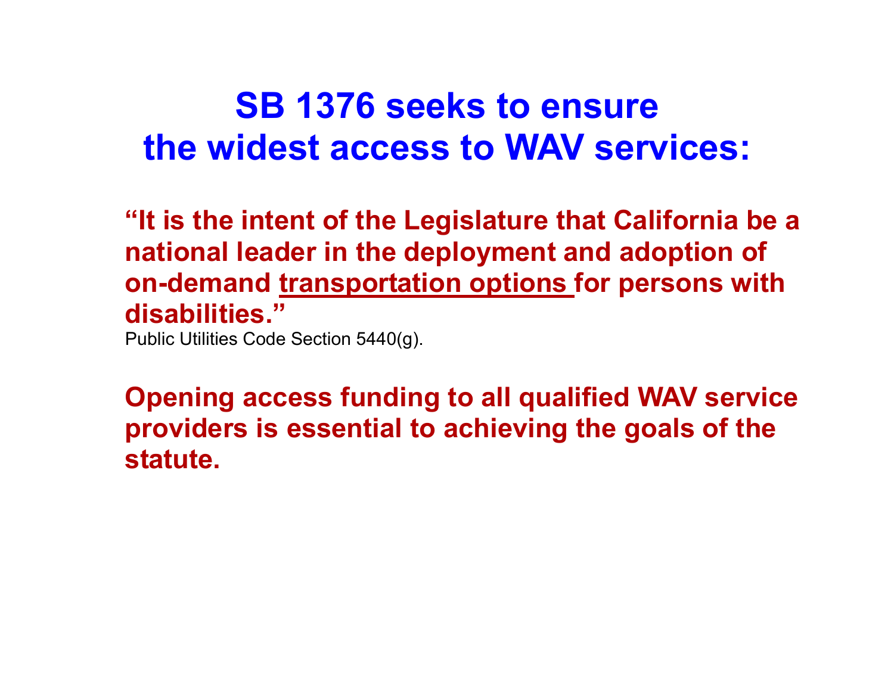# SB 1376 seeks to ensure the widest access to WAV services:

**"It is the intent of the Legislature that California be a national leader in the deployment and adoption of on-demand <u>transportation options</u> for persons with disabilities."**

Public Utilities Code Section 5440(g).

**Opening access funding to all qualified WAV service providers is essential to achieving the goals of the statute.**